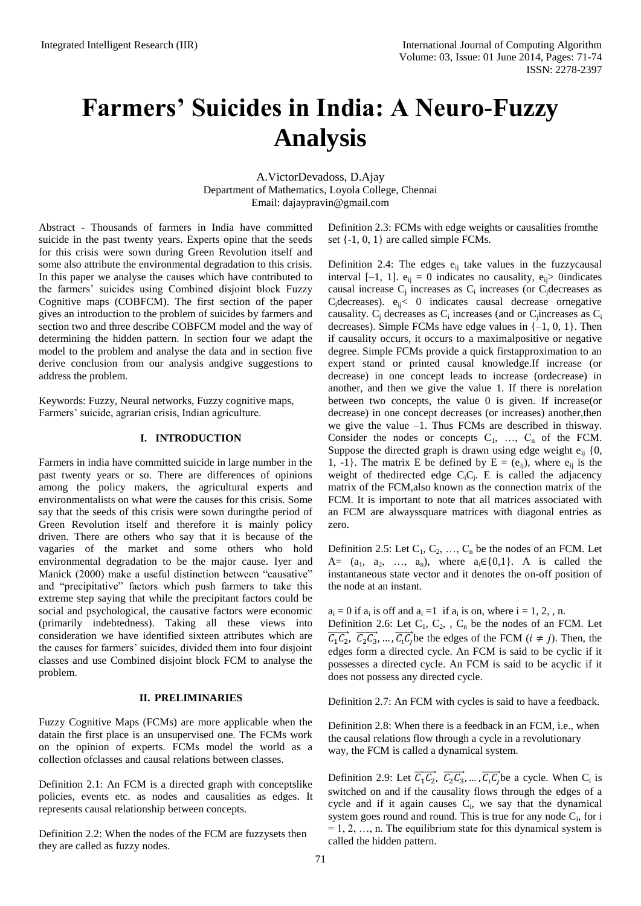# Farmers' Suicides in India: A Neuro-Fuzzy Analysis

A.VictorDevadoss, D.Ajay
Department of Mathematics, Loyola College, Chennai
Email: dajaypravin@gmail.com

Abstract - Thousands of farmers in India have committed suicide in the past twenty years. Experts opine that the seeds for this crisis were sown during Green Revolution itself and some also attribute the environmental degradation to this crisis. In this paper we analyse the causes which have contributed to the farmers' suicides using Combined disjoint block Fuzzy Cognitive maps (COBFCM). The first section of the paper gives an introduction to the problem of suicides by farmers and section two and three describe COBFCM model and the way of determining the hidden pattern. In section four we adapt the model to the problem and analyse the data and in section five derive conclusion from our analysis andgive suggestions to address the problem.

Keywords: Fuzzy, Neural networks, Fuzzy cognitive maps, Farmers' suicide, agrarian crisis, Indian agriculture.

## I. INTRODUCTION

Farmers in india have committed suicide in large number in the past twenty years or so. There are differences of opinions among the policy makers, the agricultural experts and environmentalists on what were the causes for this crisis. Some say that the seeds of this crisis were sown duringthe period of Green Revolution itself and therefore it is mainly policy driven. There are others who say that it is because of the vagaries of the market and some others who hold environmental degradation to be the major cause. Iyer and Manick (2000) make a useful distinction between "causative" and "precipitative" factors which push farmers to take this extreme step saying that while the precipitant factors could be social and psychological, the causative factors were economic (primarily indebtedness). Taking all these views into consideration we have identified sixteen attributes which are the causes for farmers' suicides, divided them into four disjoint classes and use Combined disjoint block FCM to analyse the problem.

## II. PRELIMINARIES

Fuzzy Cognitive Maps (FCMs) are more applicable when the datain the first place is an unsupervised one. The FCMs work on the opinion of experts. FCMs model the world as a collection ofclasses and causal relations between classes.

Definition 2.1: An FCM is a directed graph with conceptslike policies, events etc. as nodes and causalities as edges. It represents causal relationship between concepts.

Definition 2.2: When the nodes of the FCM are fuzzysets then they are called as fuzzy nodes.

Definition 2.3: FCMs with edge weights or causalities fromthe set {-1, 0, 1} are called simple FCMs.

Definition 2.4: The edges $e_{ij}$ take values in the fuzzycausal interval [–1, 1]. $e_{ij} = 0$ indicates no causality, $e_{ij} > 0$indicates causal increase $C_j$ increases as $C_i$ increases (or $C_j$decreases as $C_i$decreases). $e_{ij} < 0$ indicates causal decrease ornegative causality. $C_j$ decreases as $C_i$ increases (and or $C_j$increases as $C_i$ decreases). Simple FCMs have edge values in {–1, 0, 1}. Then if causality occurs, it occurs to a maximalpositive or negative degree. Simple FCMs provide a quick firstapproximation to an expert stand or printed causal knowledge.If increase (or decrease) in one concept leads to increase (ordecrease) in another, and then we give the value 1. If there is norelation between two concepts, the value 0 is given. If increase(or decrease) in one concept decreases (or increases) another,then we give the value –1. Thus FCMs are described in thisway. Consider the nodes or concepts $C_1, \ldots, C_n$ of the FCM. Suppose the directed graph is drawn using edge weight $e_{ij}$ {0, 1, -1}. The matrix E be defined by $E = (e_{ij})$, where $e_{ij}$ is the weight of thedirected edge $C_iC_j$. E is called the adjacency matrix of the FCM,also known as the connection matrix of the FCM. It is important to note that all matrices associated with an FCM are alwayssquare matrices with diagonal entries as zero.

Definition 2.5: Let $C_1, C_2, \ldots, C_n$ be the nodes of an FCM. Let $A = (a_1, a_2, \ldots, a_n)$, where $a_i \in \{0,1\}$. A is called the instantaneous state vector and it denotes the on-off position of the node at an instant.

$a_i = 0$ if $a_i$ is off and $a_i = 1$ if $a_i$ is on, where i = 1, 2, , n.

Definition 2.6: Let $C_1, C_2, , C_n$ be the nodes of an FCM. Let $\overrightarrow{C_1C_2}, \overrightarrow{C_2C_3}, \ldots, \overrightarrow{C_iC_j}$be the edges of the FCM $(i \neq j)$. Then, the edges form a directed cycle. An FCM is said to be cyclic if it possesses a directed cycle. An FCM is said to be acyclic if it does not possess any directed cycle.

Definition 2.7: An FCM with cycles is said to have a feedback.

Definition 2.8: When there is a feedback in an FCM, i.e., when the causal relations flow through a cycle in a revolutionary way, the FCM is called a dynamical system.

Definition 2.9: Let $\overrightarrow{C_1C_2}, \overrightarrow{C_2C_3}, \ldots, \overrightarrow{C_iC_j}$be a cycle. When $C_i$ is switched on and if the causality flows through the edges of a cycle and if it again causes $C_i$, we say that the dynamical system goes round and round. This is true for any node $C_i$, for i = 1, 2, …, n. The equilibrium state for this dynamical system is called the hidden pattern.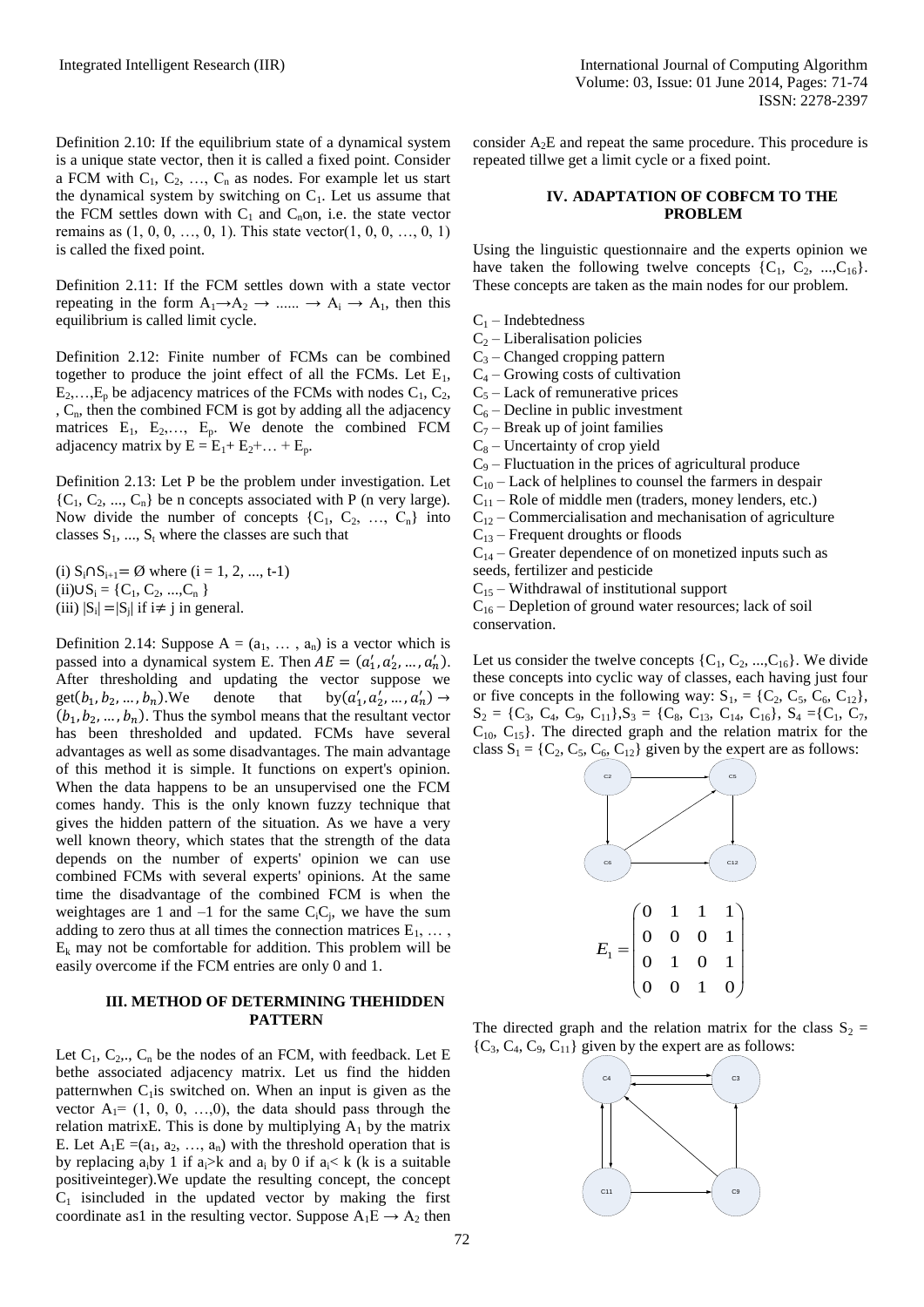Definition 2.10: If the equilibrium state of a dynamical system is a unique state vector, then it is called a fixed point. Consider a FCM with $C_1$, $C_2$, …, $C_n$ as nodes. For example let us start the dynamical system by switching on $C_1$. Let us assume that the FCM settles down with $C_1$ and $C_n$on, i.e. the state vector remains as (1, 0, 0, …, 0, 1). This state vector(1, 0, 0, …, 0, 1) is called the fixed point.

Definition 2.11: If the FCM settles down with a state vector repeating in the form $A_1 \rightarrow A_2 \rightarrow \ldots\ldots \rightarrow A_i \rightarrow A_1$, then this equilibrium is called limit cycle.

Definition 2.12: Finite number of FCMs can be combined together to produce the joint effect of all the FCMs. Let $E_1$, $E_2$,…,$E_p$ be adjacency matrices of the FCMs with nodes $C_1$, $C_2$, , $C_n$, then the combined FCM is got by adding all the adjacency matrices $E_1$, $E_2$,…, $E_p$. We denote the combined FCM adjacency matrix by $E = E_1+ E_2+\ldots + E_p$.

Definition 2.13: Let P be the problem under investigation. Let $\{C_1, C_2, \ldots, C_n\}$ be n concepts associated with P (n very large). Now divide the number of concepts $\{C_1, C_2, \ldots, C_n\}$ into classes $S_1, \ldots, S_t$ where the classes are such that

(i) $S_i \cap S_{i+1} = \emptyset$ where (i = 1, 2, ..., t-1)
(ii) $\cup S_i = \{C_1, C_2, \ldots, C_n\}$
(iii) $|S_i| = |S_j|$ if $i \neq j$ in general.

Definition 2.14: Suppose $A = (a_1, \ldots, a_n)$ is a vector which is passed into a dynamical system E. Then $AE = (a_1', a_2', \ldots, a_n')$. After thresholding and updating the vector suppose we get$(b_1, b_2, \ldots, b_n)$.We denote that by$(a_1', a_2', \ldots, a_n') \rightarrow (b_1, b_2, \ldots, b_n)$. Thus the symbol means that the resultant vector has been thresholded and updated. FCMs have several advantages as well as some disadvantages. The main advantage of this method it is simple. It functions on expert's opinion. When the data happens to be an unsupervised one the FCM comes handy. This is the only known fuzzy technique that gives the hidden pattern of the situation. As we have a very well known theory, which states that the strength of the data depends on the number of experts' opinion we can use combined FCMs with several experts' opinions. At the same time the disadvantage of the combined FCM is when the weightages are 1 and –1 for the same $C_iC_j$, we have the sum adding to zero thus at all times the connection matrices $E_1, \ldots, E_k$ may not be comfortable for addition. This problem will be easily overcome if the FCM entries are only 0 and 1.

## III. METHOD OF DETERMINING THEHIDDEN PATTERN

Let $C_1$, $C_2$,., $C_n$ be the nodes of an FCM, with feedback. Let E bethe associated adjacency matrix. Let us find the hidden patternwhen $C_1$is switched on. When an input is given as the vector $A_1= (1, 0, 0, \ldots,0)$, the data should pass through the relation matrixE. This is done by multiplying $A_1$ by the matrix E. Let $A_1E =(a_1, a_2, \ldots, a_n)$ with the threshold operation that is by replacing $a_i$by 1 if $a_i>k$ and $a_i$ by 0 if $a_i< k$ (k is a suitable positiveinteger).We update the resulting concept, the concept $C_1$ isincluded in the updated vector by making the first coordinate as1 in the resulting vector. Suppose $A_1E \rightarrow A_2$ then consider $A_2E$ and repeat the same procedure. This procedure is repeated tillwe get a limit cycle or a fixed point.

## IV. ADAPTATION OF COBFCM TO THE PROBLEM

Using the linguistic questionnaire and the experts opinion we have taken the following twelve concepts $\{C_1, C_2, \ldots, C_{16}\}$. These concepts are taken as the main nodes for our problem.

$C_1$ – Indebtedness
$C_2$ – Liberalisation policies
$C_3$ – Changed cropping pattern
$C_4$ – Growing costs of cultivation
$C_5$ – Lack of remunerative prices
$C_6$ – Decline in public investment
$C_7$ – Break up of joint families
$C_8$ – Uncertainty of crop yield
$C_9$ – Fluctuation in the prices of agricultural produce
$C_{10}$ – Lack of helplines to counsel the farmers in despair
$C_{11}$ – Role of middle men (traders, money lenders, etc.)
$C_{12}$ – Commercialisation and mechanisation of agriculture
$C_{13}$ – Frequent droughts or floods
$C_{14}$ – Greater dependence of on monetized inputs such as seeds, fertilizer and pesticide
$C_{15}$ – Withdrawal of institutional support
$C_{16}$ – Depletion of ground water resources; lack of soil conservation.

Let us consider the twelve concepts $\{C_1, C_2, \ldots, C_{16}\}$. We divide these concepts into cyclic way of classes, each having just four or five concepts in the following way: $S_1 = \{C_2, C_5, C_6, C_{12}\}$, $S_2 = \{C_3, C_4, C_9, C_{11}\}$, $S_3 = \{C_8, C_{13}, C_{14}, C_{16}\}$, $S_4 = \{C_1, C_7, C_{10}, C_{15}\}$. The directed graph and the relation matrix for the class $S_1 = \{C_2, C_5, C_6, C_{12}\}$ given by the expert are as follows:

$$E_1 = \begin{pmatrix} 0 & 1 & 1 & 1 \\ 0 & 0 & 0 & 1 \\ 0 & 1 & 0 & 1 \\ 0 & 0 & 1 & 0 \end{pmatrix}$$

The directed graph and the relation matrix for the class $S_2 = \{C_3, C_4, C_9, C_{11}\}$ given by the expert are as follows: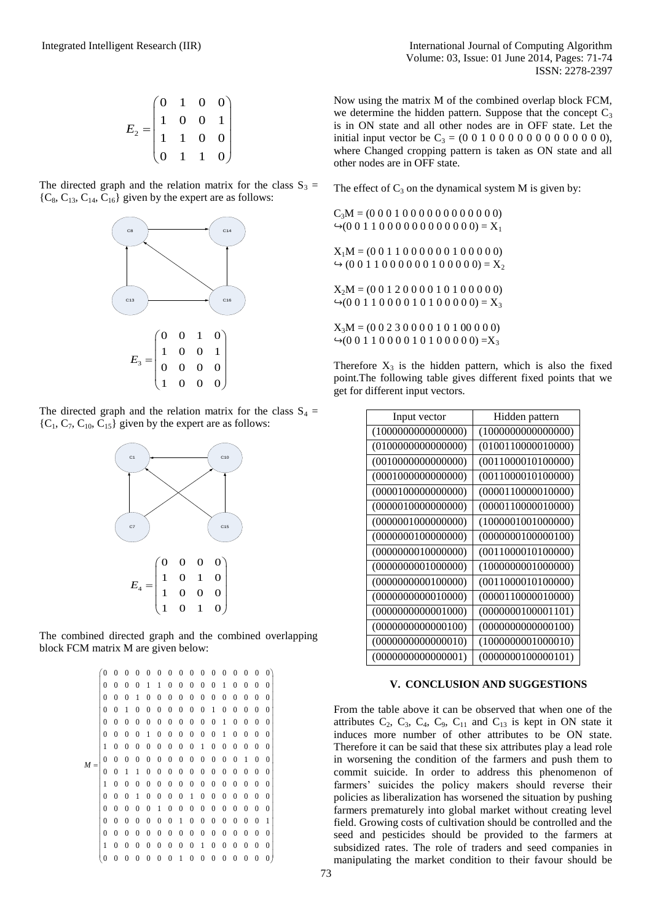$$E_2 = \begin{pmatrix} 0 & 1 & 0 & 0 \\ 1 & 0 & 0 & 1 \\ 1 & 1 & 0 & 0 \\ 0 & 1 & 1 & 0 \end{pmatrix}$$

The directed graph and the relation matrix for the class $S_3 = \{C_8, C_{13}, C_{14}, C_{16}\}$ given by the expert are as follows:

$$E_3 = \begin{pmatrix} 0 & 0 & 1 & 0 \\ 1 & 0 & 0 & 1 \\ 0 & 0 & 0 & 0 \\ 1 & 0 & 0 & 0 \end{pmatrix}$$

The directed graph and the relation matrix for the class $S_4 = \{C_1, C_7, C_{10}, C_{15}\}$ given by the expert are as follows:

$$E_4 = \begin{pmatrix} 0 & 0 & 0 & 0 \\ 1 & 0 & 1 & 0 \\ 1 & 0 & 0 & 0 \\ 1 & 0 & 1 & 0 \end{pmatrix}$$

The combined directed graph and the combined overlapping block FCM matrix M are given below:

$$M = \begin{pmatrix}
0 & 0 & 0 & 0 & 0 & 0 & 0 & 0 & 0 & 0 & 0 & 0 & 0 & 0 & 0 & 0 \\
0 & 0 & 0 & 0 & 1 & 1 & 0 & 0 & 0 & 0 & 0 & 1 & 0 & 0 & 0 & 0 \\
0 & 0 & 0 & 1 & 0 & 0 & 0 & 0 & 0 & 0 & 0 & 0 & 0 & 0 & 0 & 0 \\
0 & 0 & 1 & 0 & 0 & 0 & 0 & 0 & 0 & 0 & 0 & 1 & 0 & 0 & 0 & 0 \\
0 & 0 & 0 & 0 & 0 & 0 & 0 & 0 & 0 & 0 & 0 & 1 & 0 & 0 & 0 & 0 \\
0 & 0 & 0 & 0 & 1 & 0 & 0 & 0 & 0 & 0 & 0 & 1 & 0 & 0 & 0 & 0 \\
1 & 0 & 0 & 0 & 0 & 0 & 0 & 0 & 0 & 1 & 0 & 0 & 0 & 0 & 0 & 0 \\
0 & 0 & 0 & 0 & 0 & 0 & 0 & 0 & 0 & 0 & 0 & 0 & 0 & 1 & 0 & 0 \\
0 & 0 & 1 & 1 & 0 & 0 & 0 & 0 & 0 & 0 & 0 & 0 & 0 & 0 & 0 & 0 \\
1 & 0 & 0 & 0 & 0 & 0 & 0 & 0 & 0 & 0 & 0 & 0 & 0 & 0 & 0 & 0 \\
0 & 0 & 0 & 1 & 0 & 0 & 0 & 0 & 1 & 0 & 0 & 0 & 0 & 0 & 0 & 0 \\
0 & 0 & 0 & 0 & 0 & 1 & 0 & 0 & 0 & 0 & 0 & 0 & 0 & 0 & 0 & 0 \\
0 & 0 & 0 & 0 & 0 & 0 & 0 & 1 & 0 & 0 & 0 & 0 & 0 & 0 & 0 & 1 \\
0 & 0 & 0 & 0 & 0 & 0 & 0 & 0 & 0 & 0 & 0 & 0 & 0 & 0 & 0 & 0 \\
1 & 0 & 0 & 0 & 0 & 0 & 0 & 0 & 0 & 1 & 0 & 0 & 0 & 0 & 0 & 0 \\
0 & 0 & 0 & 0 & 0 & 0 & 0 & 1 & 0 & 0 & 0 & 0 & 0 & 0 & 0 & 0
\end{pmatrix}$$

Now using the matrix M of the combined overlap block FCM, we determine the hidden pattern. Suppose that the concept $C_3$ is in ON state and all other nodes are in OFF state. Let the initial input vector be $C_3$ = (0 0 1 0 0 0 0 0 0 0 0 0 0 0 0 0), where Changed cropping pattern is taken as ON state and all other nodes are in OFF state.

The effect of $C_3$ on the dynamical system M is given by:

$C_3M$ = (0 0 0 1 0 0 0 0 0 0 0 0 0 0 0 0)
↪(0 0 1 1 0 0 0 0 0 0 0 0 0 0 0 0) = $X_1$

$X_1M$ = (0 0 1 1 0 0 0 0 0 0 0 1 0 0 0 0 0)
↪ (0 0 1 1 0 0 0 0 0 0 0 1 0 0 0 0 0) = $X_2$

$X_2M$ = (0 0 1 2 0 0 0 0 1 0 1 0 0 0 0 0)
↪(0 0 1 1 0 0 0 0 1 0 1 0 0 0 0 0) = $X_3$

$X_3M$ = (0 0 2 3 0 0 0 0 1 0 1 00 0 0 0)
↪(0 0 1 1 0 0 0 0 1 0 1 0 0 0 0 0) =$X_3$

Therefore $X_3$ is the hidden pattern, which is also the fixed point.The following table gives different fixed points that we get for different input vectors.

| Input vector | Hidden pattern |
|---|---|
| (1000000000000000) | (1000000000000000) |
| (0100000000000000) | (0100110000010000) |
| (0010000000000000) | (0011000010100000) |
| (0001000000000000) | (0011000010100000) |
| (0000100000000000) | (0000110000010000) |
| (0000010000000000) | (0000110000010000) |
| (0000001000000000) | (1000001001000000) |
| (0000000100000000) | (0000000100000100) |
| (0000000010000000) | (0011000010100000) |
| (0000000001000000) | (1000000001000000) |
| (0000000000100000) | (0011000010100000) |
| (0000000000010000) | (0000110000010000) |
| (0000000000001000) | (0000000100001101) |
| (0000000000000100) | (0000000000000100) |
| (0000000000000010) | (1000000001000010) |
| (0000000000000001) | (0000000100000101) |

## V. CONCLUSION AND SUGGESTIONS

From the table above it can be observed that when one of the attributes $C_2$, $C_3$, $C_4$, $C_9$, $C_{11}$ and $C_{13}$ is kept in ON state it induces more number of other attributes to be ON state. Therefore it can be said that these six attributes play a lead role in worsening the condition of the farmers and push them to commit suicide. In order to address this phenomenon of farmers' suicides the policy makers should reverse their policies as liberalization has worsened the situation by pushing farmers prematurely into global market without creating level field. Growing costs of cultivation should be controlled and the seed and pesticides should be provided to the farmers at subsidized rates. The role of traders and seed companies in manipulating the market condition to their favour should be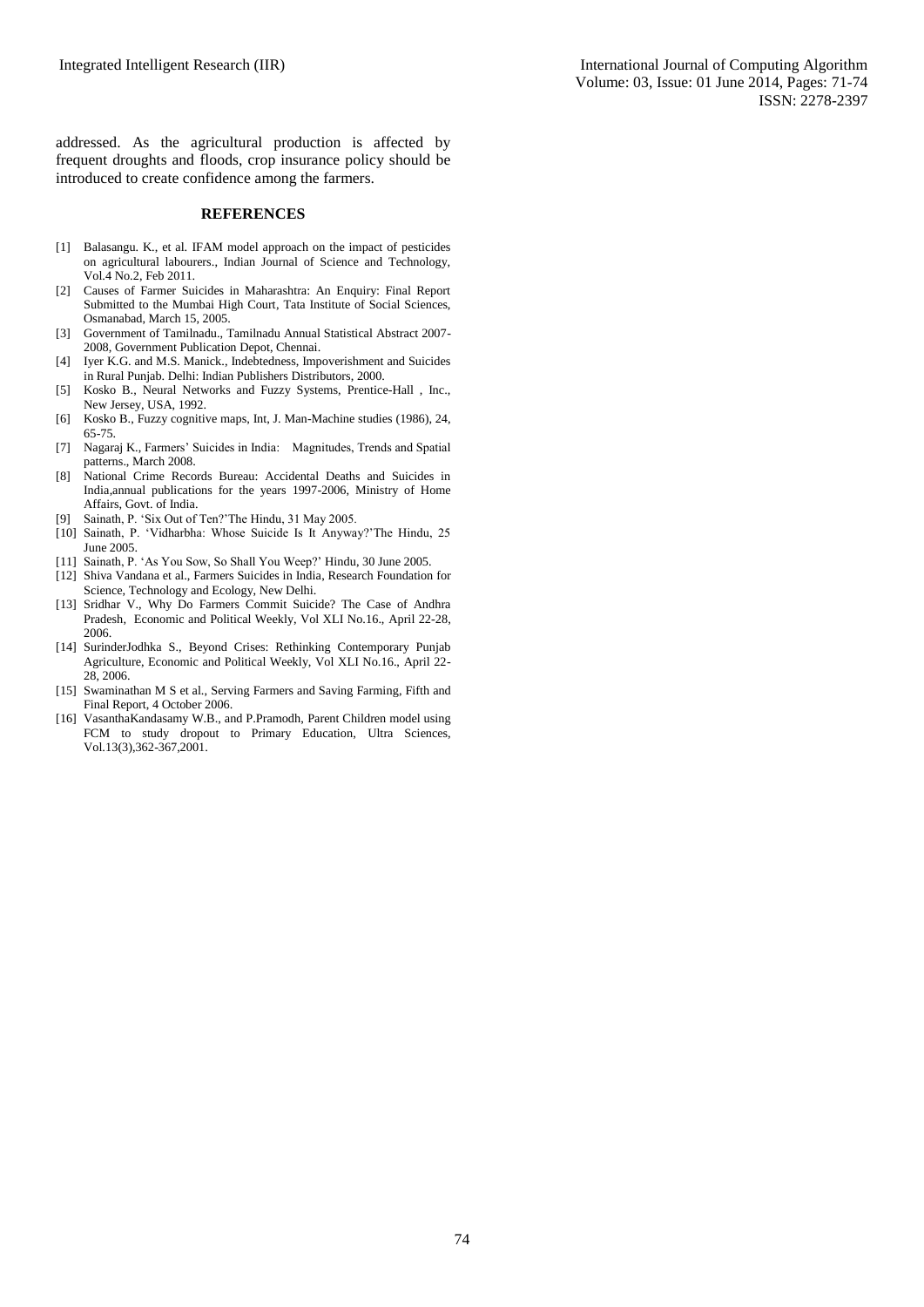addressed. As the agricultural production is affected by frequent droughts and floods, crop insurance policy should be introduced to create confidence among the farmers.

## REFERENCES

[1] Balasangu. K., et al. IFAM model approach on the impact of pesticides on agricultural labourers., Indian Journal of Science and Technology, Vol.4 No.2, Feb 2011.

[2] Causes of Farmer Suicides in Maharashtra: An Enquiry: Final Report Submitted to the Mumbai High Court, Tata Institute of Social Sciences, Osmanabad, March 15, 2005.

[3] Government of Tamilnadu., Tamilnadu Annual Statistical Abstract 2007-2008, Government Publication Depot, Chennai.

[4] Iyer K.G. and M.S. Manick., Indebtedness, Impoverishment and Suicides in Rural Punjab. Delhi: Indian Publishers Distributors, 2000.

[5] Kosko B., Neural Networks and Fuzzy Systems, Prentice-Hall , Inc., New Jersey, USA, 1992.

[6] Kosko B., Fuzzy cognitive maps, Int, J. Man-Machine studies (1986), 24, 65-75.

[7] Nagaraj K., Farmers' Suicides in India: Magnitudes, Trends and Spatial patterns., March 2008.

[8] National Crime Records Bureau: Accidental Deaths and Suicides in India,annual publications for the years 1997-2006, Ministry of Home Affairs, Govt. of India.

[9] Sainath, P. 'Six Out of Ten?'The Hindu, 31 May 2005.

[10] Sainath, P. 'Vidharbha: Whose Suicide Is It Anyway?'The Hindu, 25 June 2005.

[11] Sainath, P. 'As You Sow, So Shall You Weep?' Hindu, 30 June 2005.

[12] Shiva Vandana et al., Farmers Suicides in India, Research Foundation for Science, Technology and Ecology, New Delhi.

[13] Sridhar V., Why Do Farmers Commit Suicide? The Case of Andhra Pradesh, Economic and Political Weekly, Vol XLI No.16., April 22-28, 2006.

[14] SurinderJodhka S., Beyond Crises: Rethinking Contemporary Punjab Agriculture, Economic and Political Weekly, Vol XLI No.16., April 22-28, 2006.

[15] Swaminathan M S et al., Serving Farmers and Saving Farming, Fifth and Final Report, 4 October 2006.

[16] VasanthaKandasamy W.B., and P.Pramodh, Parent Children model using FCM to study dropout to Primary Education, Ultra Sciences, Vol.13(3),362-367,2001.